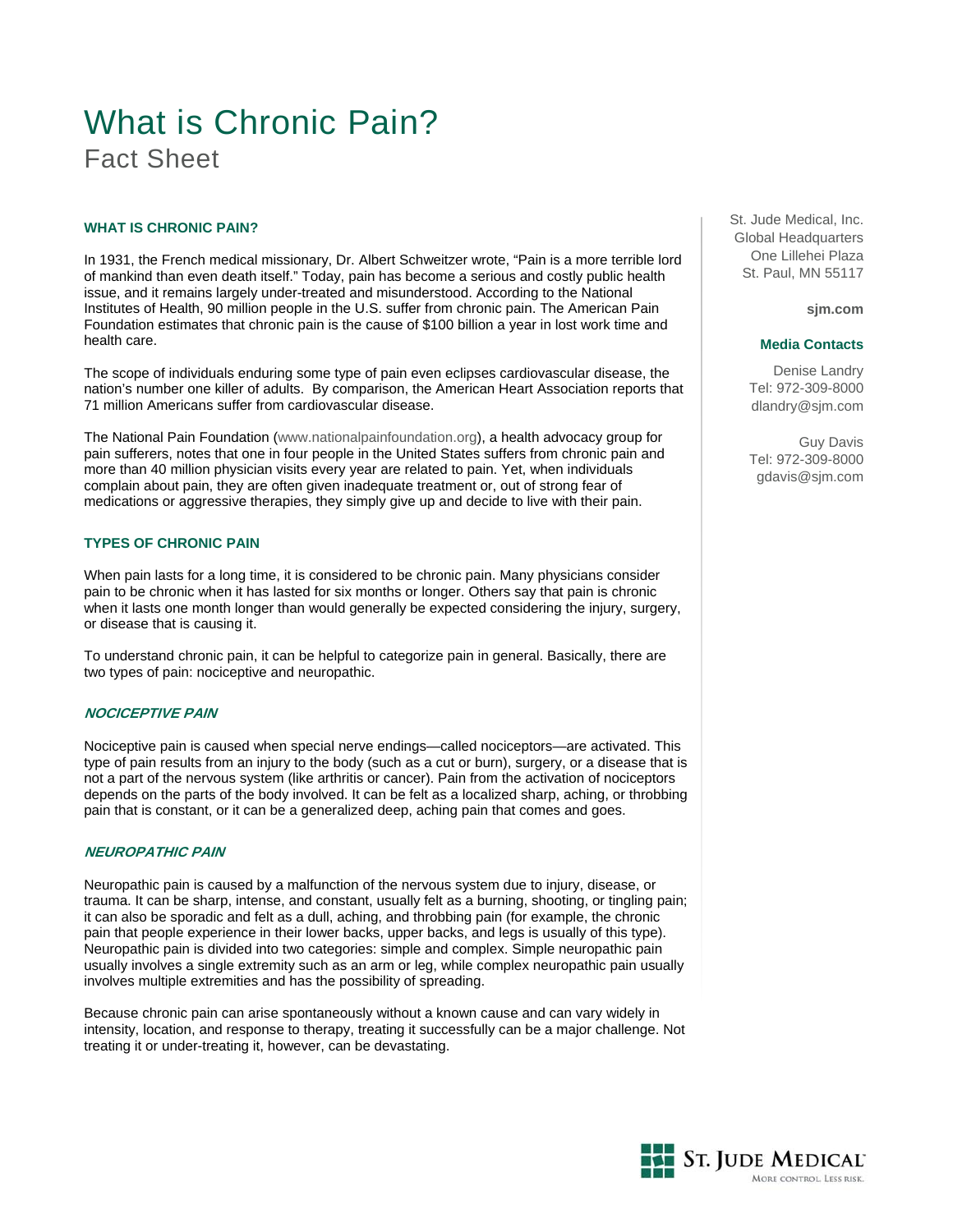# What is Chronic Pain?

Fact Sheet

St. Jude Medical, Inc.
Global Headquarters
One Lillehei Plaza
St. Paul, MN 55117

**sjm.com**

**Media Contacts**

Denise Landry
Tel: 972-309-8000
dlandry@sjm.com

Guy Davis
Tel: 972-309-8000
gdavis@sjm.com

## WHAT IS CHRONIC PAIN?

In 1931, the French medical missionary, Dr. Albert Schweitzer wrote, "Pain is a more terrible lord of mankind than even death itself." Today, pain has become a serious and costly public health issue, and it remains largely under-treated and misunderstood. According to the National Institutes of Health, 90 million people in the U.S. suffer from chronic pain. The American Pain Foundation estimates that chronic pain is the cause of $100 billion a year in lost work time and health care.

The scope of individuals enduring some type of pain even eclipses cardiovascular disease, the nation's number one killer of adults. By comparison, the American Heart Association reports that 71 million Americans suffer from cardiovascular disease.

The National Pain Foundation (www.nationalpainfoundation.org), a health advocacy group for pain sufferers, notes that one in four people in the United States suffers from chronic pain and more than 40 million physician visits every year are related to pain. Yet, when individuals complain about pain, they are often given inadequate treatment or, out of strong fear of medications or aggressive therapies, they simply give up and decide to live with their pain.

## TYPES OF CHRONIC PAIN

When pain lasts for a long time, it is considered to be chronic pain. Many physicians consider pain to be chronic when it has lasted for six months or longer. Others say that pain is chronic when it lasts one month longer than would generally be expected considering the injury, surgery, or disease that is causing it.

To understand chronic pain, it can be helpful to categorize pain in general. Basically, there are two types of pain: nociceptive and neuropathic.

### *NOCICEPTIVE PAIN*

Nociceptive pain is caused when special nerve endings—called nociceptors—are activated. This type of pain results from an injury to the body (such as a cut or burn), surgery, or a disease that is not a part of the nervous system (like arthritis or cancer). Pain from the activation of nociceptors depends on the parts of the body involved. It can be felt as a localized sharp, aching, or throbbing pain that is constant, or it can be a generalized deep, aching pain that comes and goes.

### *NEUROPATHIC PAIN*

Neuropathic pain is caused by a malfunction of the nervous system due to injury, disease, or trauma. It can be sharp, intense, and constant, usually felt as a burning, shooting, or tingling pain; it can also be sporadic and felt as a dull, aching, and throbbing pain (for example, the chronic pain that people experience in their lower backs, upper backs, and legs is usually of this type). Neuropathic pain is divided into two categories: simple and complex. Simple neuropathic pain usually involves a single extremity such as an arm or leg, while complex neuropathic pain usually involves multiple extremities and has the possibility of spreading.

Because chronic pain can arise spontaneously without a known cause and can vary widely in intensity, location, and response to therapy, treating it successfully can be a major challenge. Not treating it or under-treating it, however, can be devastating.

ST. JUDE MEDICAL
MORE CONTROL. LESS RISK.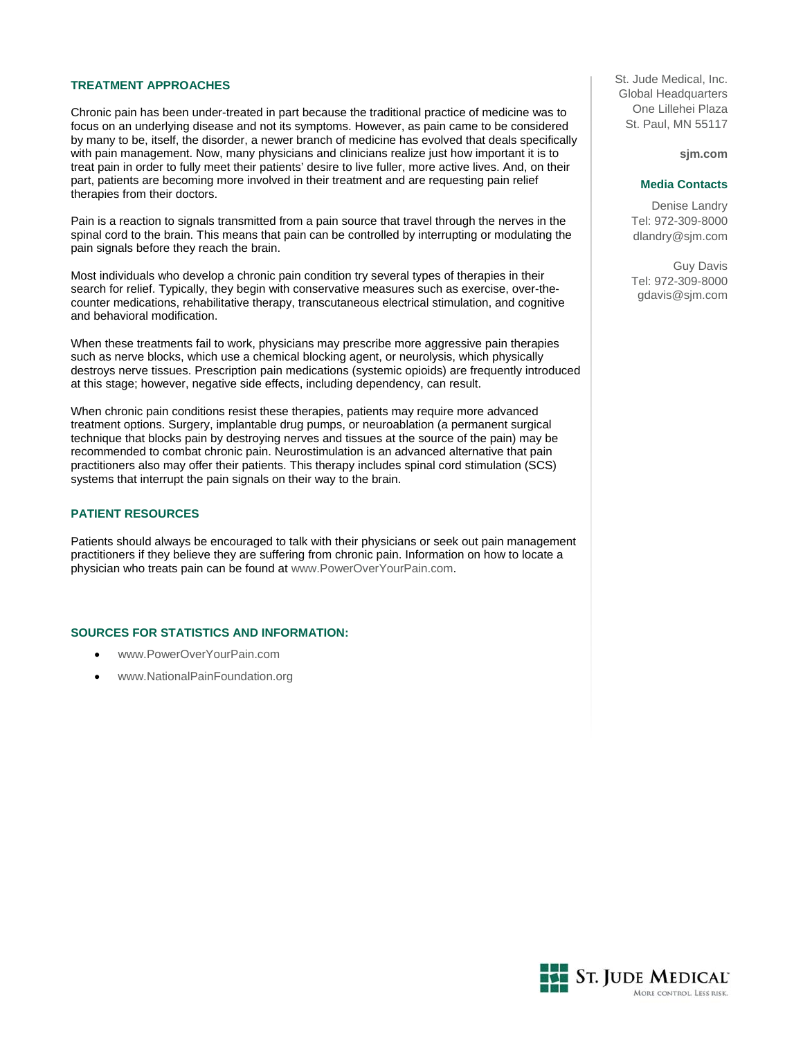## TREATMENT APPROACHES

Chronic pain has been under-treated in part because the traditional practice of medicine was to focus on an underlying disease and not its symptoms. However, as pain came to be considered by many to be, itself, the disorder, a newer branch of medicine has evolved that deals specifically with pain management. Now, many physicians and clinicians realize just how important it is to treat pain in order to fully meet their patients' desire to live fuller, more active lives. And, on their part, patients are becoming more involved in their treatment and are requesting pain relief therapies from their doctors.

Pain is a reaction to signals transmitted from a pain source that travel through the nerves in the spinal cord to the brain. This means that pain can be controlled by interrupting or modulating the pain signals before they reach the brain.

Most individuals who develop a chronic pain condition try several types of therapies in their search for relief. Typically, they begin with conservative measures such as exercise, over-the-counter medications, rehabilitative therapy, transcutaneous electrical stimulation, and cognitive and behavioral modification.

When these treatments fail to work, physicians may prescribe more aggressive pain therapies such as nerve blocks, which use a chemical blocking agent, or neurolysis, which physically destroys nerve tissues. Prescription pain medications (systemic opioids) are frequently introduced at this stage; however, negative side effects, including dependency, can result.

When chronic pain conditions resist these therapies, patients may require more advanced treatment options. Surgery, implantable drug pumps, or neuroablation (a permanent surgical technique that blocks pain by destroying nerves and tissues at the source of the pain) may be recommended to combat chronic pain. Neurostimulation is an advanced alternative that pain practitioners also may offer their patients. This therapy includes spinal cord stimulation (SCS) systems that interrupt the pain signals on their way to the brain.

## PATIENT RESOURCES

Patients should always be encouraged to talk with their physicians or seek out pain management practitioners if they believe they are suffering from chronic pain. Information on how to locate a physician who treats pain can be found at www.PowerOverYourPain.com.

## SOURCES FOR STATISTICS AND INFORMATION:

- www.PowerOverYourPain.com
- www.NationalPainFoundation.org

St. Jude Medical, Inc.
Global Headquarters
One Lillehei Plaza
St. Paul, MN 55117

**sjm.com**

**Media Contacts**

Denise Landry
Tel: 972-309-8000
dlandry@sjm.com

Guy Davis
Tel: 972-309-8000
gdavis@sjm.com

ST. JUDE MEDICAL
MORE CONTROL. LESS RISK.